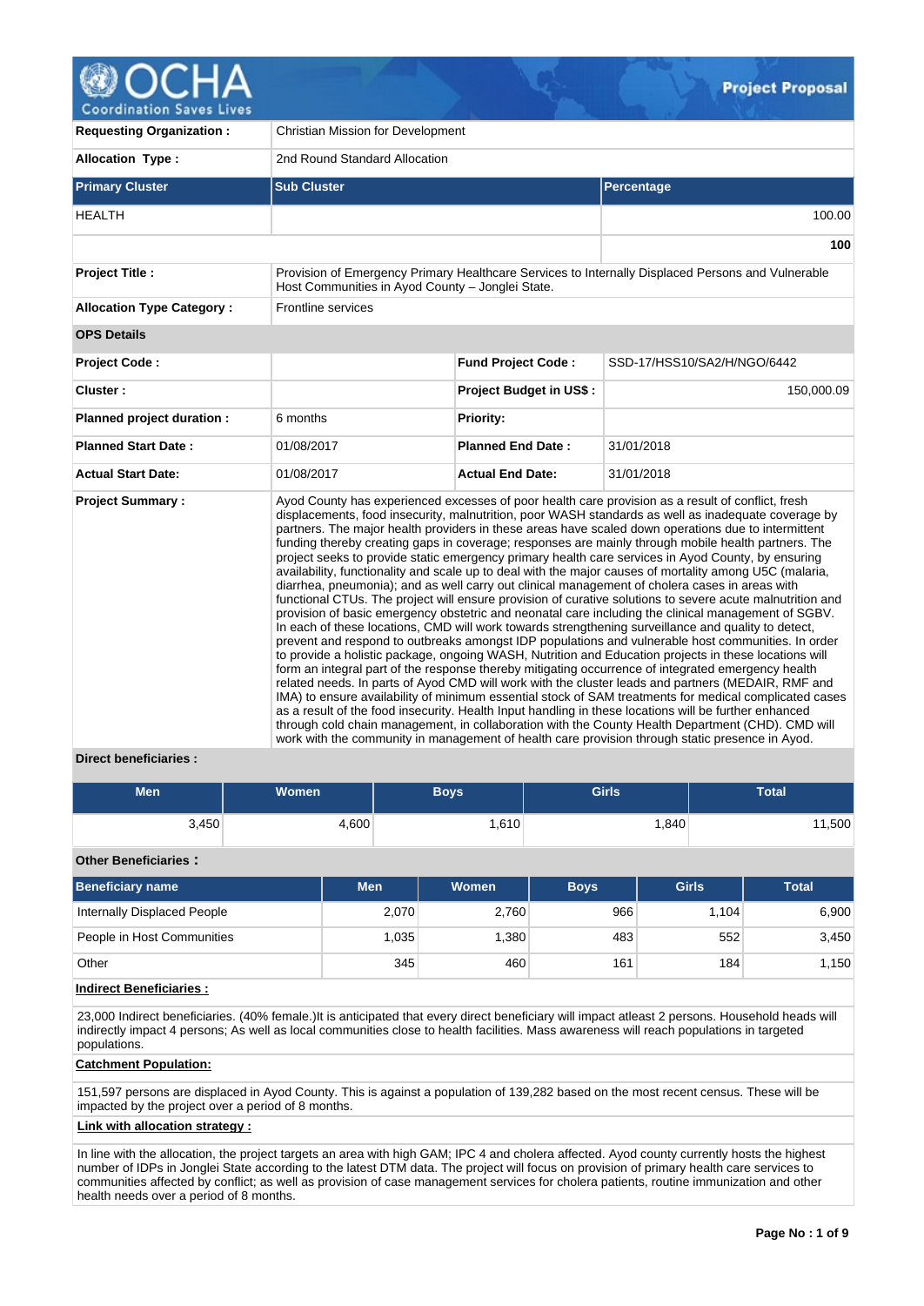# Project Proposal

| | |
|---|---|
| **Requesting Organization :** | Christian Mission for Development |
| **Allocation Type :** | 2nd Round Standard Allocation |

| Primary Cluster | Sub Cluster | Percentage |
|---|---|---|
| HEALTH | | 100.00 |
| | | **100** |

| | |
|---|---|
| **Project Title :** | Provision of Emergency Primary Healthcare Services to Internally Displaced Persons and Vulnerable Host Communities in Ayod County – Jonglei State. |
| **Allocation Type Category :** | Frontline services |

**OPS Details**

| | | | |
|---|---|---|---|
| **Project Code :** | | **Fund Project Code :** | SSD-17/HSS10/SA2/H/NGO/6442 |
| **Cluster :** | | **Project Budget in US$ :** | 150,000.09 |
| **Planned project duration :** | 6 months | **Priority:** | |
| **Planned Start Date :** | 01/08/2017 | **Planned End Date :** | 31/01/2018 |
| **Actual Start Date:** | 01/08/2017 | **Actual End Date:** | 31/01/2018 |

**Project Summary :**

Ayod County has experienced excesses of poor health care provision as a result of conflict, fresh displacements, food insecurity, malnutrition, poor WASH standards as well as inadequate coverage by partners. The major health providers in these areas have scaled down operations due to intermittent funding thereby creating gaps in coverage; responses are mainly through mobile health partners. The project seeks to provide static emergency primary health care services in Ayod County, by ensuring availability, functionality and scale up to deal with the major causes of mortality among U5C (malaria, diarrhea, pneumonia); and as well carry out clinical management of cholera cases in areas with functional CTUs. The project will ensure provision of curative solutions to severe acute malnutrition and provision of basic emergency obstetric and neonatal care including the clinical management of SGBV. In each of these locations, CMD will work towards strengthening surveillance and quality to detect, prevent and respond to outbreaks amongst IDP populations and vulnerable host communities. In order to provide a holistic package, ongoing WASH, Nutrition and Education projects in these locations will form an integral part of the response thereby mitigating occurrence of integrated emergency health related needs. In parts of Ayod CMD will work with the cluster leads and partners (MEDAIR, RMF and IMA) to ensure availability of minimum essential stock of SAM treatments for medical complicated cases as a result of the food insecurity. Health Input handling in these locations will be further enhanced through cold chain management, in collaboration with the County Health Department (CHD). CMD will work with the community in management of health care provision through static presence in Ayod.

**Direct beneficiaries :**

| Men | Women | Boys | Girls | Total |
|---|---|---|---|---|
| 3,450 | 4,600 | 1,610 | 1,840 | 11,500 |

**Other Beneficiaries :**

| Beneficiary name | Men | Women | Boys | Girls | Total |
|---|---|---|---|---|---|
| Internally Displaced People | 2,070 | 2,760 | 966 | 1,104 | 6,900 |
| People in Host Communities | 1,035 | 1,380 | 483 | 552 | 3,450 |
| Other | 345 | 460 | 161 | 184 | 1,150 |

**Indirect Beneficiaries :**

23,000 Indirect beneficiaries. (40% female.)It is anticipated that every direct beneficiary will impact atleast 2 persons. Household heads will indirectly impact 4 persons; As well as local communities close to health facilities. Mass awareness will reach populations in targeted populations.

**Catchment Population:**

151,597 persons are displaced in Ayod County. This is against a population of 139,282 based on the most recent census. These will be impacted by the project over a period of 8 months.

**Link with allocation strategy :**

In line with the allocation, the project targets an area with high GAM; IPC 4 and cholera affected. Ayod county currently hosts the highest number of IDPs in Jonglei State according to the latest DTM data. The project will focus on provision of primary health care services to communities affected by conflict; as well as provision of case management services for cholera patients, routine immunization and other health needs over a period of 8 months.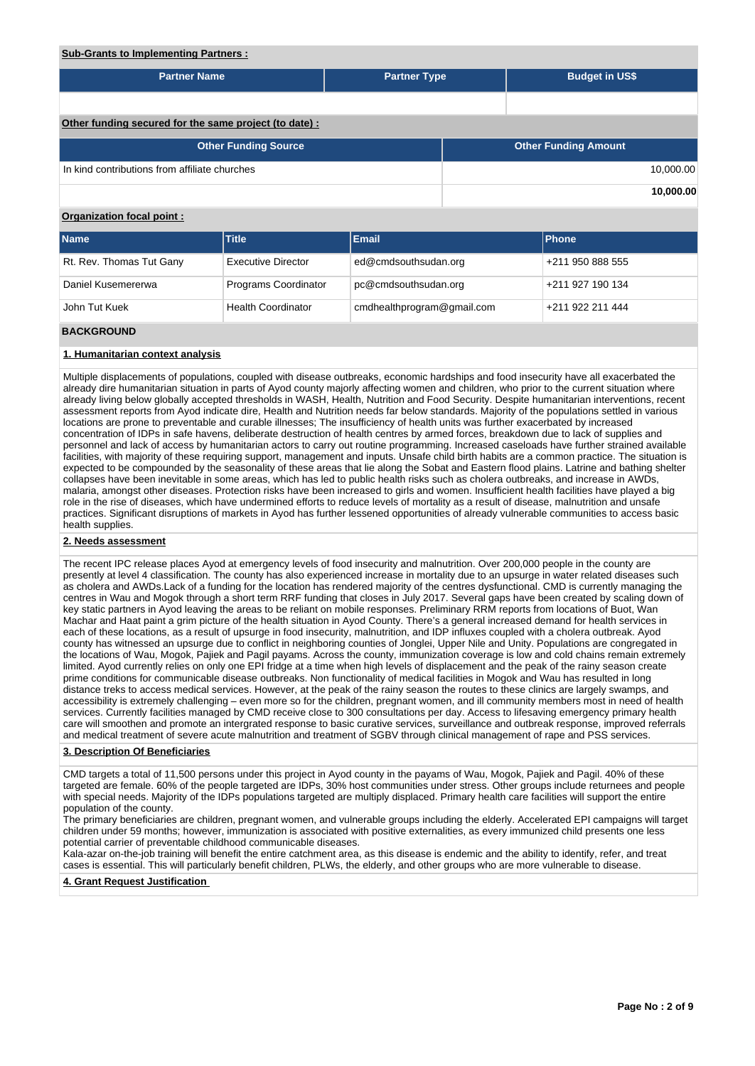**Sub-Grants to Implementing Partners :**

| Partner Name | Partner Type | Budget in US$ |
|---|---|---|
| | | |

**Other funding secured for the same project (to date) :**

| Other Funding Source | Other Funding Amount |
|---|---|
| In kind contributions from affiliate churches | 10,000.00 |
| | **10,000.00** |

**Organization focal point :**

| Name | Title | Email | Phone |
|---|---|---|---|
| Rt. Rev. Thomas Tut Gany | Executive Director | ed@cmdsouthsudan.org | +211 950 888 555 |
| Daniel Kusemererwa | Programs Coordinator | pc@cmdsouthsudan.org | +211 927 190 134 |
| John Tut Kuek | Health Coordinator | cmdhealthprogram@gmail.com | +211 922 211 444 |

## BACKGROUND

### 1. Humanitarian context analysis

Multiple displacements of populations, coupled with disease outbreaks, economic hardships and food insecurity have all exacerbated the already dire humanitarian situation in parts of Ayod county majorly affecting women and children, who prior to the current situation where already living below globally accepted thresholds in WASH, Health, Nutrition and Food Security. Despite humanitarian interventions, recent assessment reports from Ayod indicate dire, Health and Nutrition needs far below standards. Majority of the populations settled in various locations are prone to preventable and curable illnesses; The insufficiency of health units was further exacerbated by increased concentration of IDPs in safe havens, deliberate destruction of health centres by armed forces, breakdown due to lack of supplies and personnel and lack of access by humanitarian actors to carry out routine programming. Increased caseloads have further strained available facilities, with majority of these requiring support, management and inputs. Unsafe child birth habits are a common practice. The situation is expected to be compounded by the seasonality of these areas that lie along the Sobat and Eastern flood plains. Latrine and bathing shelter collapses have been inevitable in some areas, which has led to public health risks such as cholera outbreaks, and increase in AWDs, malaria, amongst other diseases. Protection risks have been increased to girls and women. Insufficient health facilities have played a big role in the rise of diseases, which have undermined efforts to reduce levels of mortality as a result of disease, malnutrition and unsafe practices. Significant disruptions of markets in Ayod has further lessened opportunities of already vulnerable communities to access basic health supplies.

### 2. Needs assessment

The recent IPC release places Ayod at emergency levels of food insecurity and malnutrition. Over 200,000 people in the county are presently at level 4 classification. The county has also experienced increase in mortality due to an upsurge in water related diseases such as cholera and AWDs.Lack of a funding for the location has rendered majority of the centres dysfunctional. CMD is currently managing the centres in Wau and Mogok through a short term RRF funding that closes in July 2017. Several gaps have been created by scaling down of key static partners in Ayod leaving the areas to be reliant on mobile responses. Preliminary RRM reports from locations of Buot, Wan Machar and Haat paint a grim picture of the health situation in Ayod County. There's a general increased demand for health services in each of these locations, as a result of upsurge in food insecurity, malnutrition, and IDP influxes coupled with a cholera outbreak. Ayod county has witnessed an upsurge due to conflict in neighboring counties of Jonglei, Upper Nile and Unity. Populations are congregated in the locations of Wau, Mogok, Pajiek and Pagil payams. Across the county, immunization coverage is low and cold chains remain extremely limited. Ayod currently relies on only one EPI fridge at a time when high levels of displacement and the peak of the rainy season create prime conditions for communicable disease outbreaks. Non functionality of medical facilities in Mogok and Wau has resulted in long distance treks to access medical services. However, at the peak of the rainy season the routes to these clinics are largely swamps, and accessibility is extremely challenging – even more so for the children, pregnant women, and ill community members most in need of health services. Currently facilities managed by CMD receive close to 300 consultations per day. Access to lifesaving emergency primary health care will smoothen and promote an intergrated response to basic curative services, surveillance and outbreak response, improved referrals and medical treatment of severe acute malnutrition and treatment of SGBV through clinical management of rape and PSS services.

### 3. Description Of Beneficiaries

CMD targets a total of 11,500 persons under this project in Ayod county in the payams of Wau, Mogok, Pajiek and Pagil. 40% of these targeted are female. 60% of the people targeted are IDPs, 30% host communities under stress. Other groups include returnees and people with special needs. Majority of the IDPs populations targeted are multiply displaced. Primary health care facilities will support the entire population of the county.

The primary beneficiaries are children, pregnant women, and vulnerable groups including the elderly. Accelerated EPI campaigns will target children under 59 months; however, immunization is associated with positive externalities, as every immunized child presents one less potential carrier of preventable childhood communicable diseases.

Kala-azar on-the-job training will benefit the entire catchment area, as this disease is endemic and the ability to identify, refer, and treat cases is essential. This will particularly benefit children, PLWs, the elderly, and other groups who are more vulnerable to disease.

### 4. Grant Request Justification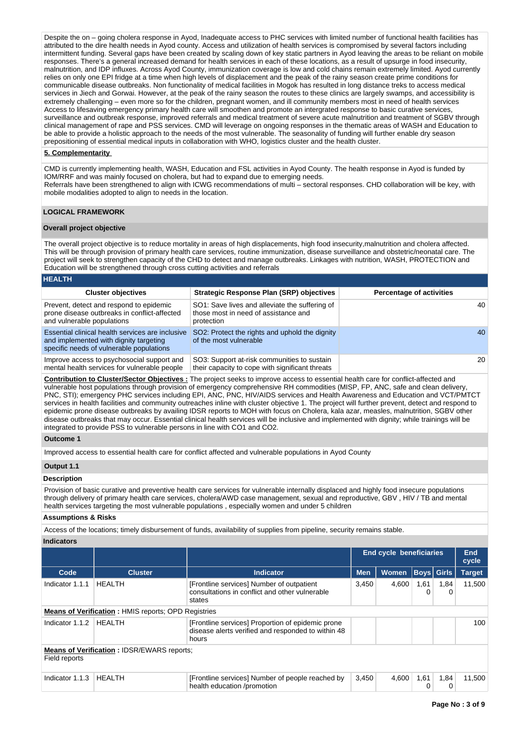Despite the on – going cholera response in Ayod, Inadequate access to PHC services with limited number of functional health facilities has attributed to the dire health needs in Ayod county. Access and utilization of health services is compromised by several factors including intermittent funding. Several gaps have been created by scaling down of key static partners in Ayod leaving the areas to be reliant on mobile responses. There's a general increased demand for health services in each of these locations, as a result of upsurge in food insecurity, malnutrition, and IDP influxes. Across Ayod County, immunization coverage is low and cold chains remain extremely limited. Ayod currently relies on only one EPI fridge at a time when high levels of displacement and the peak of the rainy season create prime conditions for communicable disease outbreaks. Non functionality of medical facilities in Mogok has resulted in long distance treks to access medical services in Jiech and Gorwai. However, at the peak of the rainy season the routes to these clinics are largely swamps, and accessibility is extremely challenging – even more so for the children, pregnant women, and ill community members most in need of health services Access to lifesaving emergency primary health care will smoothen and promote an intergrated response to basic curative services, surveillance and outbreak response, improved referrals and medical treatment of severe acute malnutrition and treatment of SGBV through clinical management of rape and PSS services. CMD will leverage on ongoing responses in the thematic areas of WASH and Education to be able to provide a holistic approach to the needs of the most vulnerable. The seasonality of funding will further enable dry season prepositioning of essential medical inputs in collaboration with WHO, logistics cluster and the health cluster.

**5. Complementarity**

CMD is currently implementing health, WASH, Education and FSL activities in Ayod County. The health response in Ayod is funded by IOM/RRF and was mainly focused on cholera, but had to expand due to emerging needs.
Referrals have been strengthened to align with ICWG recommendations of multi – sectoral responses. CHD collaboration will be key, with mobile modalities adopted to align to needs in the location.

## LOGICAL FRAMEWORK

### Overall project objective

The overall project objective is to reduce mortality in areas of high displacements, high food insecurity,malnutrition and cholera affected. This will be through provision of primary health care services, routine immunization, disease surveillance and obstetric/neonatal care. The project will seek to strengthen capacity of the CHD to detect and manage outbreaks. Linkages with nutrition, WASH, PROTECTION and Education will be strengthened through cross cutting activities and referrals

### HEALTH

| Cluster objectives | Strategic Response Plan (SRP) objectives | Percentage of activities |
|---|---|---|
| Prevent, detect and respond to epidemic prone disease outbreaks in conflict-affected and vulnerable populations | SO1: Save lives and alleviate the suffering of those most in need of assistance and protection | 40 |
| Essential clinical health services are inclusive and implemented with dignity targeting specific needs of vulnerable populations | SO2: Protect the rights and uphold the dignity of the most vulnerable | 40 |
| Improve access to psychosocial support and mental health services for vulnerable people | SO3: Support at-risk communities to sustain their capacity to cope with significant threats | 20 |

**Contribution to Cluster/Sector Objectives :** The project seeks to improve access to essential health care for conflict-affected and vulnerable host populations through provision of emergency comprehensive RH commodities (MISP, FP, ANC, safe and clean delivery, PNC, STI); emergency PHC services including EPI, ANC, PNC, HIV/AIDS services and Health Awareness and Education and VCT/PMTCT services in health facilities and community outreaches inline with cluster objective 1. The project will further prevent, detect and respond to epidemic prone disease outbreaks by availing IDSR reports to MOH with focus on Cholera, kala azar, measles, malnutrition, SGBV other disease outbreaks that may occur. Essential clinical health services will be inclusive and implemented with dignity; while trainings will be integrated to provide PSS to vulnerable persons in line with CO1 and CO2.

### Outcome 1

Improved access to essential health care for conflict affected and vulnerable populations in Ayod County

### Output 1.1

#### Description

Provision of basic curative and preventive health care services for vulnerable internally displaced and highly food insecure populations through delivery of primary health care services, cholera/AWD case management, sexual and reproductive, GBV , HIV / TB and mental health services targeting the most vulnerable populations , especially women and under 5 children

#### Assumptions & Risks

Access of the locations; timely disbursement of funds, availability of supplies from pipeline, security remains stable.

#### Indicators

| | | | End cycle beneficiaries | | | | End cycle |
|---|---|---|---|---|---|---|---|
| Code | Cluster | Indicator | Men | Women | Boys | Girls | Target |
| Indicator 1.1.1 | HEALTH | [Frontline services] Number of outpatient consultations in conflict and other vulnerable states | 3,450 | 4,600 | 1,610 | 1,840 | 11,500 |
| **Means of Verification :** HMIS reports; OPD Registries | | | | | | | |
| Indicator 1.1.2 | HEALTH | [Frontline services] Proportion of epidemic prone disease alerts verified and responded to within 48 hours | | | | | 100 |
| **Means of Verification :** IDSR/EWARS reports; Field reports | | | | | | | |
| Indicator 1.1.3 | HEALTH | [Frontline services] Number of people reached by health education /promotion | 3,450 | 4,600 | 1,610 | 1,840 | 11,500 |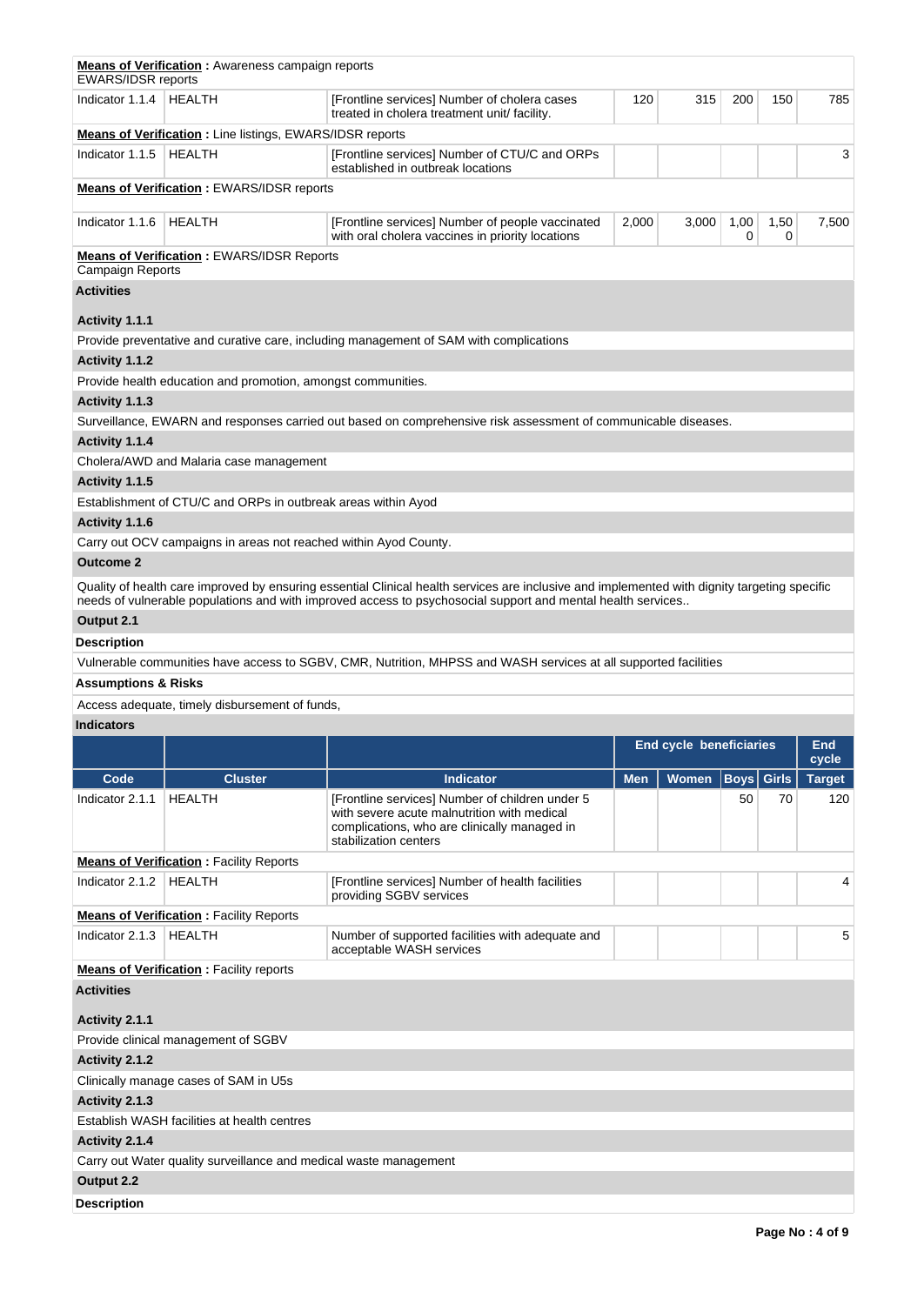**Means of Verification :** Awareness campaign reports
EWARS/IDSR reports

| Code | Cluster | Indicator | Men | Women | Boys | Girls | End cycle Target |
|---|---|---|---|---|---|---|---|
| Indicator 1.1.4 | HEALTH | [Frontline services] Number of cholera cases treated in cholera treatment unit/ facility. | 120 | 315 | 200 | 150 | 785 |

**Means of Verification :** Line listings, EWARS/IDSR reports

| Code | Cluster | Indicator | Men | Women | Boys | Girls | End cycle Target |
|---|---|---|---|---|---|---|---|
| Indicator 1.1.5 | HEALTH | [Frontline services] Number of CTU/C and ORPs established in outbreak locations | | | | | 3 |

**Means of Verification :** EWARS/IDSR reports

| Code | Cluster | Indicator | Men | Women | Boys | Girls | End cycle Target |
|---|---|---|---|---|---|---|---|
| Indicator 1.1.6 | HEALTH | [Frontline services] Number of people vaccinated with oral cholera vaccines in priority locations | 2,000 | 3,000 | 1,000 | 1,500 | 7,500 |

**Means of Verification :** EWARS/IDSR Reports
Campaign Reports

**Activities**

**Activity 1.1.1**

Provide preventative and curative care, including management of SAM with complications

**Activity 1.1.2**

Provide health education and promotion, amongst communities.

**Activity 1.1.3**

Surveillance, EWARN and responses carried out based on comprehensive risk assessment of communicable diseases.

**Activity 1.1.4**

Cholera/AWD and Malaria case management

**Activity 1.1.5**

Establishment of CTU/C and ORPs in outbreak areas within Ayod

**Activity 1.1.6**

Carry out OCV campaigns in areas not reached within Ayod County.

**Outcome 2**

Quality of health care improved by ensuring essential Clinical health services are inclusive and implemented with dignity targeting specific needs of vulnerable populations and with improved access to psychosocial support and mental health services..

**Output 2.1**

**Description**

Vulnerable communities have access to SGBV, CMR, Nutrition, MHPSS and WASH services at all supported facilities

**Assumptions & Risks**

Access adequate, timely disbursement of funds,

**Indicators**

| | | | End cycle beneficiaries | | | | End cycle |
|---|---|---|---|---|---|---|---|
| **Code** | **Cluster** | **Indicator** | **Men** | **Women** | **Boys** | **Girls** | **Target** |
| Indicator 2.1.1 | HEALTH | [Frontline services] Number of children under 5 with severe acute malnutrition with medical complications, who are clinically managed in stabilization centers | | | 50 | 70 | 120 |
| | | **Means of Verification :** Facility Reports | | | | | |
| Indicator 2.1.2 | HEALTH | [Frontline services] Number of health facilities providing SGBV services | | | | | 4 |
| | | **Means of Verification :** Facility Reports | | | | | |
| Indicator 2.1.3 | HEALTH | Number of supported facilities with adequate and acceptable WASH services | | | | | 5 |
| | | **Means of Verification :** Facility reports | | | | | |

**Activities**

**Activity 2.1.1**

Provide clinical management of SGBV

**Activity 2.1.2**

Clinically manage cases of SAM in U5s

**Activity 2.1.3**

Establish WASH facilities at health centres

**Activity 2.1.4**

Carry out Water quality surveillance and medical waste management

**Output 2.2**

**Description**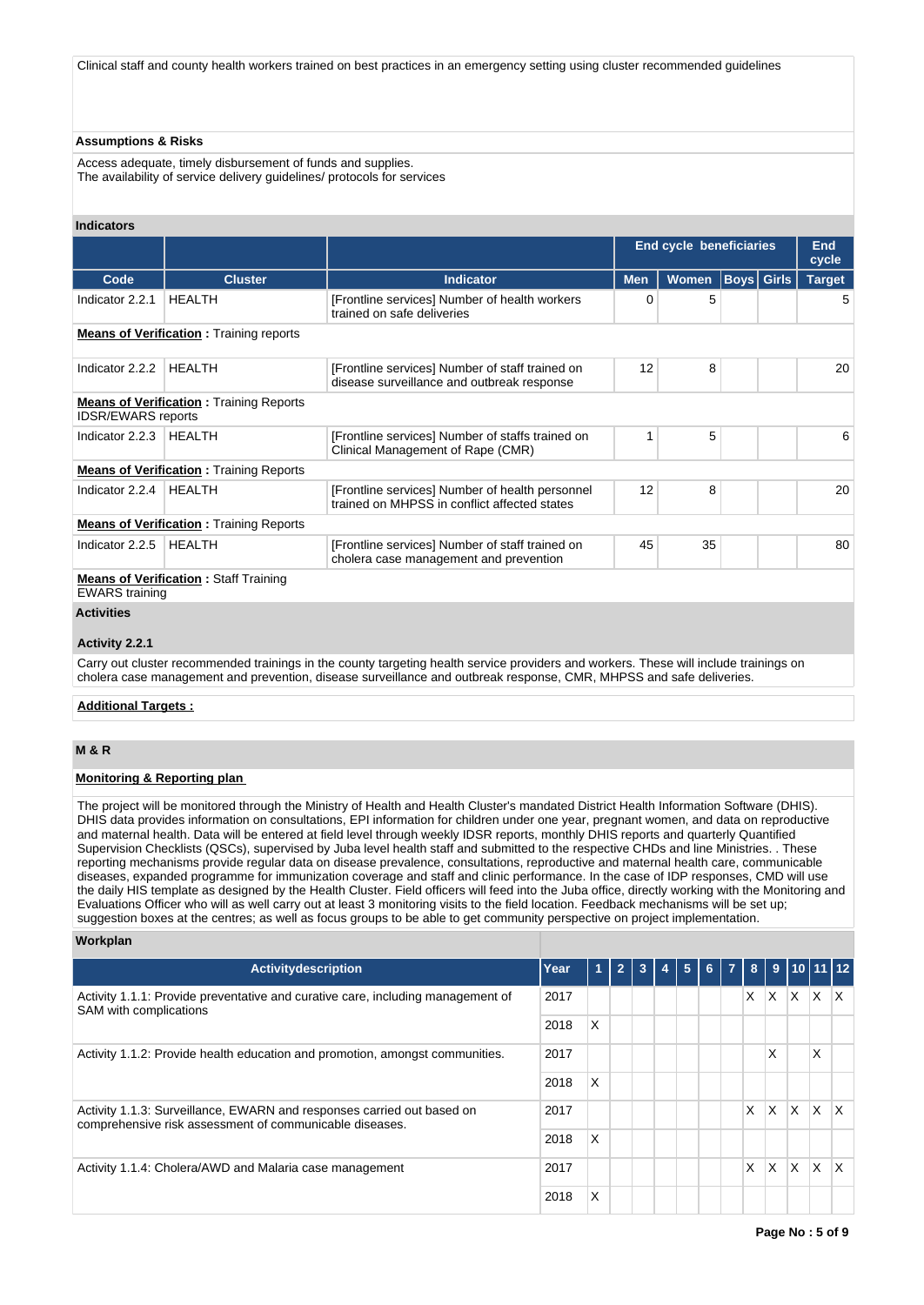Clinical staff and county health workers trained on best practices in an emergency setting using cluster recommended guidelines

### Assumptions & Risks

Access adequate, timely disbursement of funds and supplies.
The availability of service delivery guidelines/ protocols for services

### Indicators

| | | | End cycle beneficiaries | | | | End cycle |
|---|---|---|---|---|---|---|---|
| **Code** | **Cluster** | **Indicator** | **Men** | **Women** | **Boys** | **Girls** | **Target** |
| Indicator 2.2.1 | HEALTH | [Frontline services] Number of health workers trained on safe deliveries | 0 | 5 | | | 5 |
| **Means of Verification :** Training reports | | | | | | | |
| Indicator 2.2.2 | HEALTH | [Frontline services] Number of staff trained on disease surveillance and outbreak response | 12 | 8 | | | 20 |
| **Means of Verification :** Training Reports IDSR/EWARS reports | | | | | | | |
| Indicator 2.2.3 | HEALTH | [Frontline services] Number of staffs trained on Clinical Management of Rape (CMR) | 1 | 5 | | | 6 |
| **Means of Verification :** Training Reports | | | | | | | |
| Indicator 2.2.4 | HEALTH | [Frontline services] Number of health personnel trained on MHPSS in conflict affected states | 12 | 8 | | | 20 |
| **Means of Verification :** Training Reports | | | | | | | |
| Indicator 2.2.5 | HEALTH | [Frontline services] Number of staff trained on cholera case management and prevention | 45 | 35 | | | 80 |
| **Means of Verification :** Staff Training EWARS training | | | | | | | |

### Activities

#### Activity 2.2.1

Carry out cluster recommended trainings in the county targeting health service providers and workers. These will include trainings on cholera case management and prevention, disease surveillance and outbreak response, CMR, MHPSS and safe deliveries.

**Additional Targets :**

## M & R

**Monitoring & Reporting plan**

The project will be monitored through the Ministry of Health and Health Cluster's mandated District Health Information Software (DHIS). DHIS data provides information on consultations, EPI information for children under one year, pregnant women, and data on reproductive and maternal health. Data will be entered at field level through weekly IDSR reports, monthly DHIS reports and quarterly Quantified Supervision Checklists (QSCs), supervised by Juba level health staff and submitted to the respective CHDs and line Ministries. . These reporting mechanisms provide regular data on disease prevalence, consultations, reproductive and maternal health care, communicable diseases, expanded programme for immunization coverage and staff and clinic performance. In the case of IDP responses, CMD will use the daily HIS template as designed by the Health Cluster. Field officers will feed into the Juba office, directly working with the Monitoring and Evaluations Officer who will as well carry out at least 3 monitoring visits to the field location. Feedback mechanisms will be set up; suggestion boxes at the centres; as well as focus groups to be able to get community perspective on project implementation.

### Workplan

| Activitydescription | Year | 1 | 2 | 3 | 4 | 5 | 6 | 7 | 8 | 9 | 10 | 11 | 12 |
|---|---|---|---|---|---|---|---|---|---|---|---|---|---|
| Activity 1.1.1: Provide preventative and curative care, including management of SAM with complications | 2017 | | | | | | | | X | X | X | X | X |
| | 2018 | X | | | | | | | | | | | |
| Activity 1.1.2: Provide health education and promotion, amongst communities. | 2017 | | | | | | | | | X | | X | |
| | 2018 | X | | | | | | | | | | | |
| Activity 1.1.3: Surveillance, EWARN and responses carried out based on comprehensive risk assessment of communicable diseases. | 2017 | | | | | | | | X | X | X | X | X |
| | 2018 | X | | | | | | | | | | | |
| Activity 1.1.4: Cholera/AWD and Malaria case management | 2017 | | | | | | | | X | X | X | X | X |
| | 2018 | X | | | | | | | | | | | |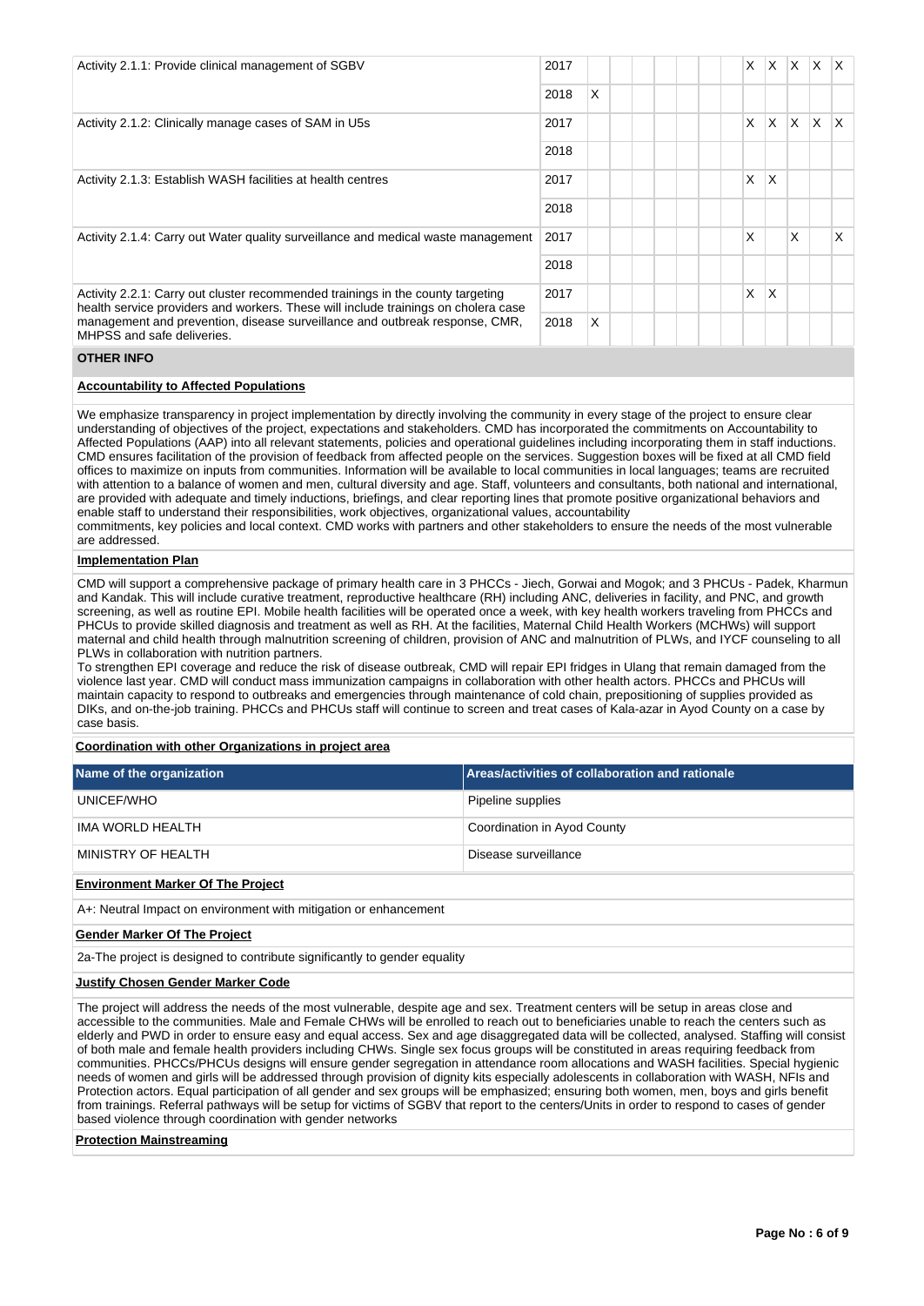| | | | | | | | | | | | | | |
|---|---|---|---|---|---|---|---|---|---|---|---|---|---|
| Activity 2.1.1: Provide clinical management of SGBV | 2017 | | | | | | | | X | X | X | X | X |
| | 2018 | X | | | | | | | | | | | |
| Activity 2.1.2: Clinically manage cases of SAM in U5s | 2017 | | | | | | | | X | X | X | X | X |
| | 2018 | | | | | | | | | | | | |
| Activity 2.1.3: Establish WASH facilities at health centres | 2017 | | | | | | | | X | X | | | |
| | 2018 | | | | | | | | | | | | |
| Activity 2.1.4: Carry out Water quality surveillance and medical waste management | 2017 | | | | | | | | X | | X | | X |
| | 2018 | | | | | | | | | | | | |
| Activity 2.2.1: Carry out cluster recommended trainings in the county targeting health service providers and workers. These will include trainings on cholera case management and prevention, disease surveillance and outbreak response, CMR, MHPSS and safe deliveries. | 2017 | | | | | | | | X | X | | | |
| | 2018 | X | | | | | | | | | | | |

**OTHER INFO**

**Accountability to Affected Populations**

We emphasize transparency in project implementation by directly involving the community in every stage of the project to ensure clear understanding of objectives of the project, expectations and stakeholders. CMD has incorporated the commitments on Accountability to Affected Populations (AAP) into all relevant statements, policies and operational guidelines including incorporating them in staff inductions. CMD ensures facilitation of the provision of feedback from affected people on the services. Suggestion boxes will be fixed at all CMD field offices to maximize on inputs from communities. Information will be available to local communities in local languages; teams are recruited with attention to a balance of women and men, cultural diversity and age. Staff, volunteers and consultants, both national and international, are provided with adequate and timely inductions, briefings, and clear reporting lines that promote positive organizational behaviors and enable staff to understand their responsibilities, work objectives, organizational values, accountability
commitments, key policies and local context. CMD works with partners and other stakeholders to ensure the needs of the most vulnerable are addressed.

**Implementation Plan**

CMD will support a comprehensive package of primary health care in 3 PHCCs - Jiech, Gorwai and Mogok; and 3 PHCUs - Padek, Kharmun and Kandak. This will include curative treatment, reproductive healthcare (RH) including ANC, deliveries in facility, and PNC, and growth screening, as well as routine EPI. Mobile health facilities will be operated once a week, with key health workers traveling from PHCCs and PHCUs to provide skilled diagnosis and treatment as well as RH. At the facilities, Maternal Child Health Workers (MCHWs) will support maternal and child health through malnutrition screening of children, provision of ANC and malnutrition of PLWs, and IYCF counseling to all PLWs in collaboration with nutrition partners.
To strengthen EPI coverage and reduce the risk of disease outbreak, CMD will repair EPI fridges in Ulang that remain damaged from the violence last year. CMD will conduct mass immunization campaigns in collaboration with other health actors. PHCCs and PHCUs will maintain capacity to respond to outbreaks and emergencies through maintenance of cold chain, prepositioning of supplies provided as DIKs, and on-the-job training. PHCCs and PHCUs staff will continue to screen and treat cases of Kala-azar in Ayod County on a case by case basis.

**Coordination with other Organizations in project area**

| Name of the organization | Areas/activities of collaboration and rationale |
|---|---|
| UNICEF/WHO | Pipeline supplies |
| IMA WORLD HEALTH | Coordination in Ayod County |
| MINISTRY OF HEALTH | Disease surveillance |

**Environment Marker Of The Project**

A+: Neutral Impact on environment with mitigation or enhancement

**Gender Marker Of The Project**

2a-The project is designed to contribute significantly to gender equality

**Justify Chosen Gender Marker Code**

The project will address the needs of the most vulnerable, despite age and sex. Treatment centers will be setup in areas close and accessible to the communities. Male and Female CHWs will be enrolled to reach out to beneficiaries unable to reach the centers such as elderly and PWD in order to ensure easy and equal access. Sex and age disaggregated data will be collected, analysed. Staffing will consist of both male and female health providers including CHWs. Single sex focus groups will be constituted in areas requiring feedback from communities. PHCCs/PHCUs designs will ensure gender segregation in attendance room allocations and WASH facilities. Special hygienic needs of women and girls will be addressed through provision of dignity kits especially adolescents in collaboration with WASH, NFIs and Protection actors. Equal participation of all gender and sex groups will be emphasized; ensuring both women, men, boys and girls benefit from trainings. Referral pathways will be setup for victims of SGBV that report to the centers/Units in order to respond to cases of gender based violence through coordination with gender networks

**Protection Mainstreaming**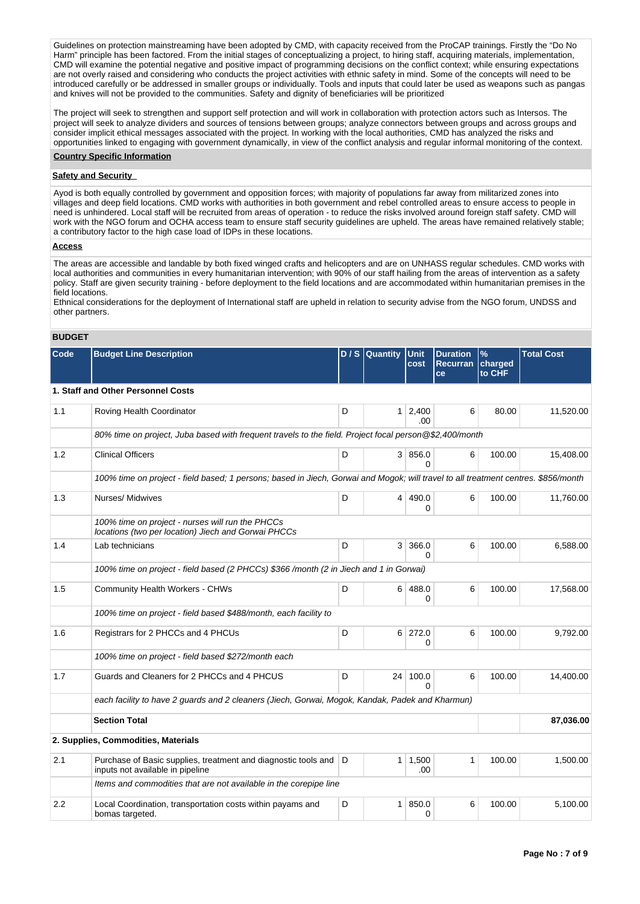Guidelines on protection mainstreaming have been adopted by CMD, with capacity received from the ProCAP trainings. Firstly the "Do No Harm" principle has been factored. From the initial stages of conceptualizing a project, to hiring staff, acquiring materials, implementation, CMD will examine the potential negative and positive impact of programming decisions on the conflict context; while ensuring expectations are not overly raised and considering who conducts the project activities with ethnic safety in mind. Some of the concepts will need to be introduced carefully or be addressed in smaller groups or individually. Tools and inputs that could later be used as weapons such as pangas and knives will not be provided to the communities. Safety and dignity of beneficiaries will be prioritized

The project will seek to strengthen and support self protection and will work in collaboration with protection actors such as Intersos. The project will seek to analyze dividers and sources of tensions between groups; analyze connectors between groups and across groups and consider implicit ethical messages associated with the project. In working with the local authorities, CMD has analyzed the risks and opportunities linked to engaging with government dynamically, in view of the conflict analysis and regular informal monitoring of the context.

## Country Specific Information

### Safety and Security

Ayod is both equally controlled by government and opposition forces; with majority of populations far away from militarized zones into villages and deep field locations. CMD works with authorities in both government and rebel controlled areas to ensure access to people in need is unhindered. Local staff will be recruited from areas of operation - to reduce the risks involved around foreign staff safety. CMD will work with the NGO forum and OCHA access team to ensure staff security guidelines are upheld. The areas have remained relatively stable; a contributory factor to the high case load of IDPs in these locations.

### Access

The areas are accessible and landable by both fixed winged crafts and helicopters and are on UNHASS regular schedules. CMD works with local authorities and communities in every humanitarian intervention; with 90% of our staff hailing from the areas of intervention as a safety policy. Staff are given security training - before deployment to the field locations and are accommodated within humanitarian premises in the field locations.
Ethnical considerations for the deployment of International staff are upheld in relation to security advise from the NGO forum, UNDSS and other partners.

## BUDGET

| Code | Budget Line Description | D / S | Quantity | Unit cost | Duration Recurrance | % charged to CHF | Total Cost |
|---|---|---|---|---|---|---|---|
| **1. Staff and Other Personnel Costs** | | | | | | | |
| 1.1 | Roving Health Coordinator | D | 1 | 2,400.00 | 6 | 80.00 | 11,520.00 |
| | *80% time on project, Juba based with frequent travels to the field. Project focal person@$2,400/month* | | | | | | |
| 1.2 | Clinical Officers | D | 3 | 856.00 | 6 | 100.00 | 15,408.00 |
| | *100% time on project - field based; 1 persons; based in Jiech, Gorwai and Mogok; will travel to all treatment centres. $856/month* | | | | | | |
| 1.3 | Nurses/ Midwives | D | 4 | 490.00 | 6 | 100.00 | 11,760.00 |
| | *100% time on project - nurses will run the PHCCs locations (two per location) Jiech and Gorwai PHCCs* | | | | | | |
| 1.4 | Lab technicians | D | 3 | 366.00 | 6 | 100.00 | 6,588.00 |
| | *100% time on project - field based (2 PHCCs) $366 /month (2 in Jiech and 1 in Gorwai)* | | | | | | |
| 1.5 | Community Health Workers - CHWs | D | 6 | 488.00 | 6 | 100.00 | 17,568.00 |
| | *100% time on project - field based $488/month, each facility to* | | | | | | |
| 1.6 | Registrars for 2 PHCCs and 4 PHCUs | D | 6 | 272.00 | 6 | 100.00 | 9,792.00 |
| | *100% time on project - field based $272/month each* | | | | | | |
| 1.7 | Guards and Cleaners for 2 PHCCs and 4 PHCUS | D | 24 | 100.00 | 6 | 100.00 | 14,400.00 |
| | *each facility to have 2 guards and 2 cleaners (Jiech, Gorwai, Mogok, Kandak, Padek and Kharmun)* | | | | | | |
| | **Section Total** | | | | | | **87,036.00** |
| **2. Supplies, Commodities, Materials** | | | | | | | |
| 2.1 | Purchase of Basic supplies, treatment and diagnostic tools and inputs not available in pipeline | D | 1 | 1,500.00 | 1 | 100.00 | 1,500.00 |
| | *Items and commodities that are not available in the corepipe line* | | | | | | |
| 2.2 | Local Coordination, transportation costs within payams and bomas targeted. | D | 1 | 850.00 | 6 | 100.00 | 5,100.00 |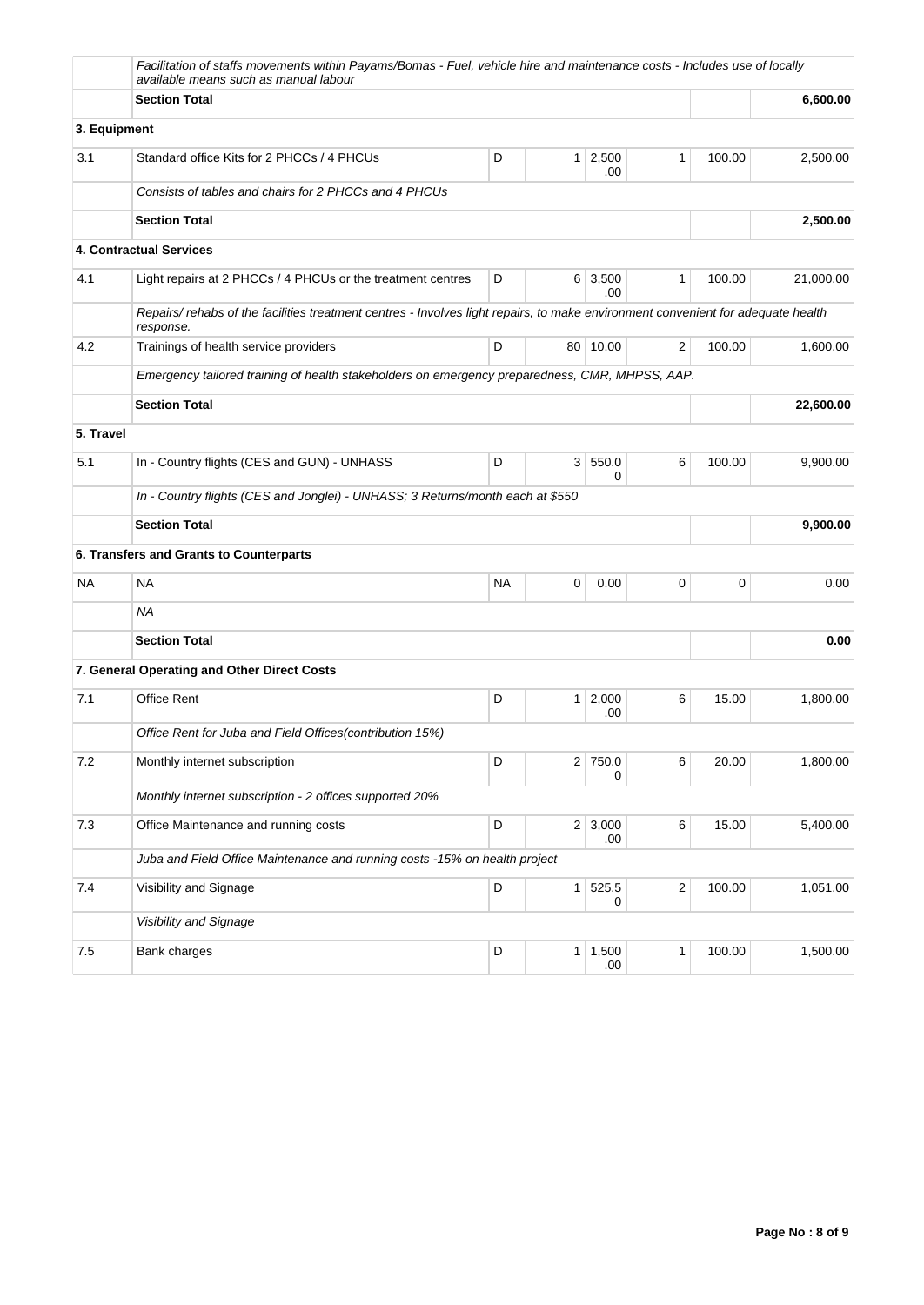| | | | | | | | |
|---|---|---|---|---|---|---|---|
| | *Facilitation of staffs movements within Payams/Bomas - Fuel, vehicle hire and maintenance costs - Includes use of locally available means such as manual labour* | | | | | | |
| | **Section Total** | | | | | | **6,600.00** |
| **3. Equipment** | | | | | | | |
| 3.1 | Standard office Kits for 2 PHCCs / 4 PHCUs | D | 1 | 2,500.00 | 1 | 100.00 | 2,500.00 |
| | *Consists of tables and chairs for 2 PHCCs and 4 PHCUs* | | | | | | |
| | **Section Total** | | | | | | **2,500.00** |
| | **4. Contractual Services** | | | | | | |
| 4.1 | Light repairs at 2 PHCCs / 4 PHCUs or the treatment centres | D | 6 | 3,500.00 | 1 | 100.00 | 21,000.00 |
| | *Repairs/ rehabs of the facilities treatment centres - Involves light repairs, to make environment convenient for adequate health response.* | | | | | | |
| 4.2 | Trainings of health service providers | D | 80 | 10.00 | 2 | 100.00 | 1,600.00 |
| | *Emergency tailored training of health stakeholders on emergency preparedness, CMR, MHPSS, AAP.* | | | | | | |
| | **Section Total** | | | | | | **22,600.00** |
| **5. Travel** | | | | | | | |
| 5.1 | In - Country flights (CES and GUN) - UNHASS | D | 3 | 550.00 | 6 | 100.00 | 9,900.00 |
| | *In - Country flights (CES and Jonglei) - UNHASS; 3 Returns/month each at $550* | | | | | | |
| | **Section Total** | | | | | | **9,900.00** |
| | **6. Transfers and Grants to Counterparts** | | | | | | |
| NA | NA | NA | 0 | 0.00 | 0 | 0 | 0.00 |
| | *NA* | | | | | | |
| | **Section Total** | | | | | | **0.00** |
| | **7. General Operating and Other Direct Costs** | | | | | | |
| 7.1 | Office Rent | D | 1 | 2,000.00 | 6 | 15.00 | 1,800.00 |
| | *Office Rent for Juba and Field Offices(contribution 15%)* | | | | | | |
| 7.2 | Monthly internet subscription | D | 2 | 750.00 | 6 | 20.00 | 1,800.00 |
| | *Monthly internet subscription - 2 offices supported 20%* | | | | | | |
| 7.3 | Office Maintenance and running costs | D | 2 | 3,000.00 | 6 | 15.00 | 5,400.00 |
| | *Juba and Field Office Maintenance and running costs -15% on health project* | | | | | | |
| 7.4 | Visibility and Signage | D | 1 | 525.50 | 2 | 100.00 | 1,051.00 |
| | *Visibility and Signage* | | | | | | |
| 7.5 | Bank charges | D | 1 | 1,500.00 | 1 | 100.00 | 1,500.00 |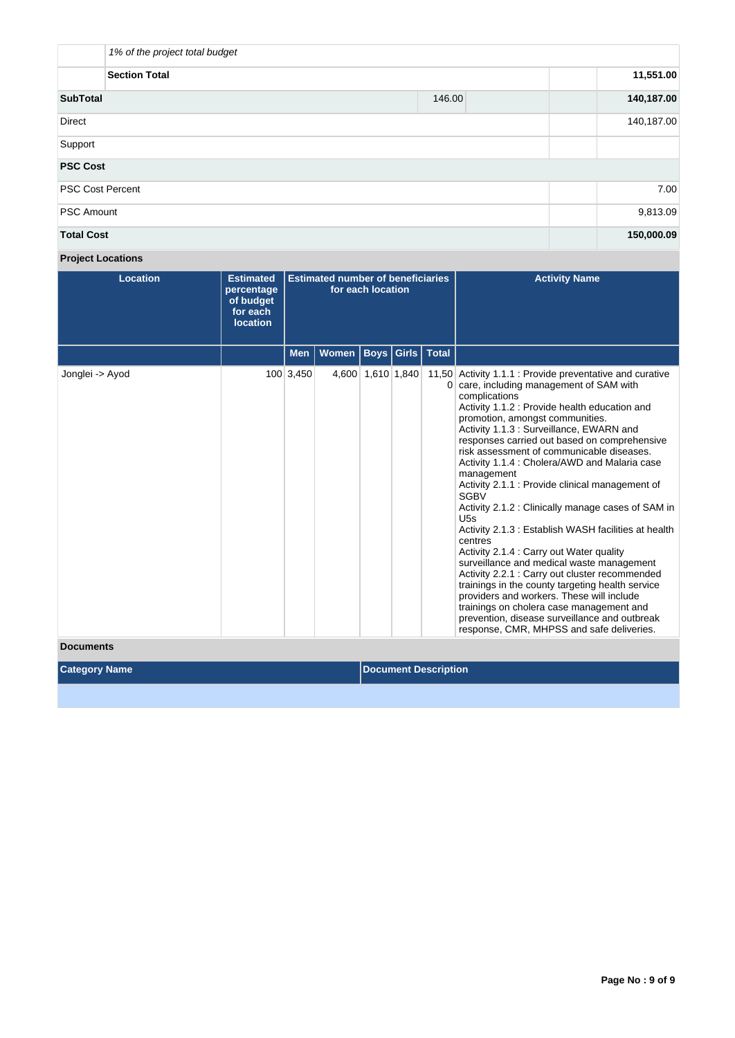| | | | | | |
|---|---|---|---|---|---|
| | *1% of the project total budget* | | | | |
| | **Section Total** | | | | **11,551.00** |
| **SubTotal** | | 146.00 | | | **140,187.00** |
| Direct | | | | | 140,187.00 |
| Support | | | | | |
| **PSC Cost** | | | | | |
| PSC Cost Percent | | | | | 7.00 |
| PSC Amount | | | | | 9,813.09 |
| **Total Cost** | | | | | **150,000.09** |

**Project Locations**

| Location | Estimated percentage of budget for each location | Estimated number of beneficiaries for each location | | | | | Activity Name |
|---|---|---|---|---|---|---|---|
| | | Men | Women | Boys | Girls | Total | |
| Jonglei -> Ayod | 100 | 3,450 | 4,600 | 1,610 | 1,840 | 11,500 | Activity 1.1.1 : Provide preventative and curative care, including management of SAM with complications<br>Activity 1.1.2 : Provide health education and promotion, amongst communities.<br>Activity 1.1.3 : Surveillance, EWARN and responses carried out based on comprehensive risk assessment of communicable diseases.<br>Activity 1.1.4 : Cholera/AWD and Malaria case management<br>Activity 2.1.1 : Provide clinical management of SGBV<br>Activity 2.1.2 : Clinically manage cases of SAM in U5s<br>Activity 2.1.3 : Establish WASH facilities at health centres<br>Activity 2.1.4 : Carry out Water quality surveillance and medical waste management<br>Activity 2.2.1 : Carry out cluster recommended trainings in the county targeting health service providers and workers. These will include trainings on cholera case management and prevention, disease surveillance and outbreak response, CMR, MHPSS and safe deliveries. |

**Documents**

| Category Name | Document Description |
|---|---|
| | |